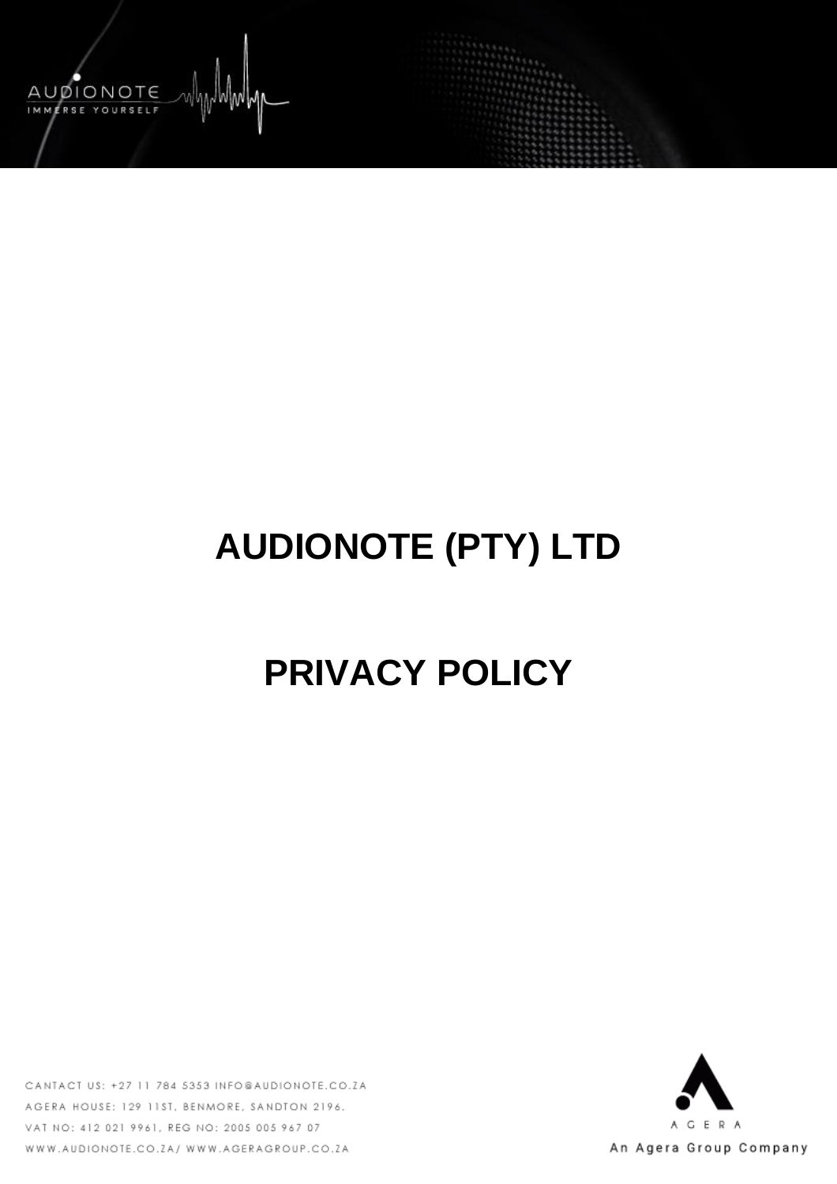# AUDIONOTE (PTY) LTD

# PRIVACY POLICY

CANTACT US: +27 11 784 5353 INFO@AUDIONOTE.CO.ZA

AGERA HOUSE: 129 11ST, BENMORE, SANDTON 2196.

VAT NO: 412 021 9961, REG NO: 2005 005 967 07

WWW.AUDIONOTE.CO.ZA/ WWW.AGERAGROUP.CO.ZA

An Agera Group Company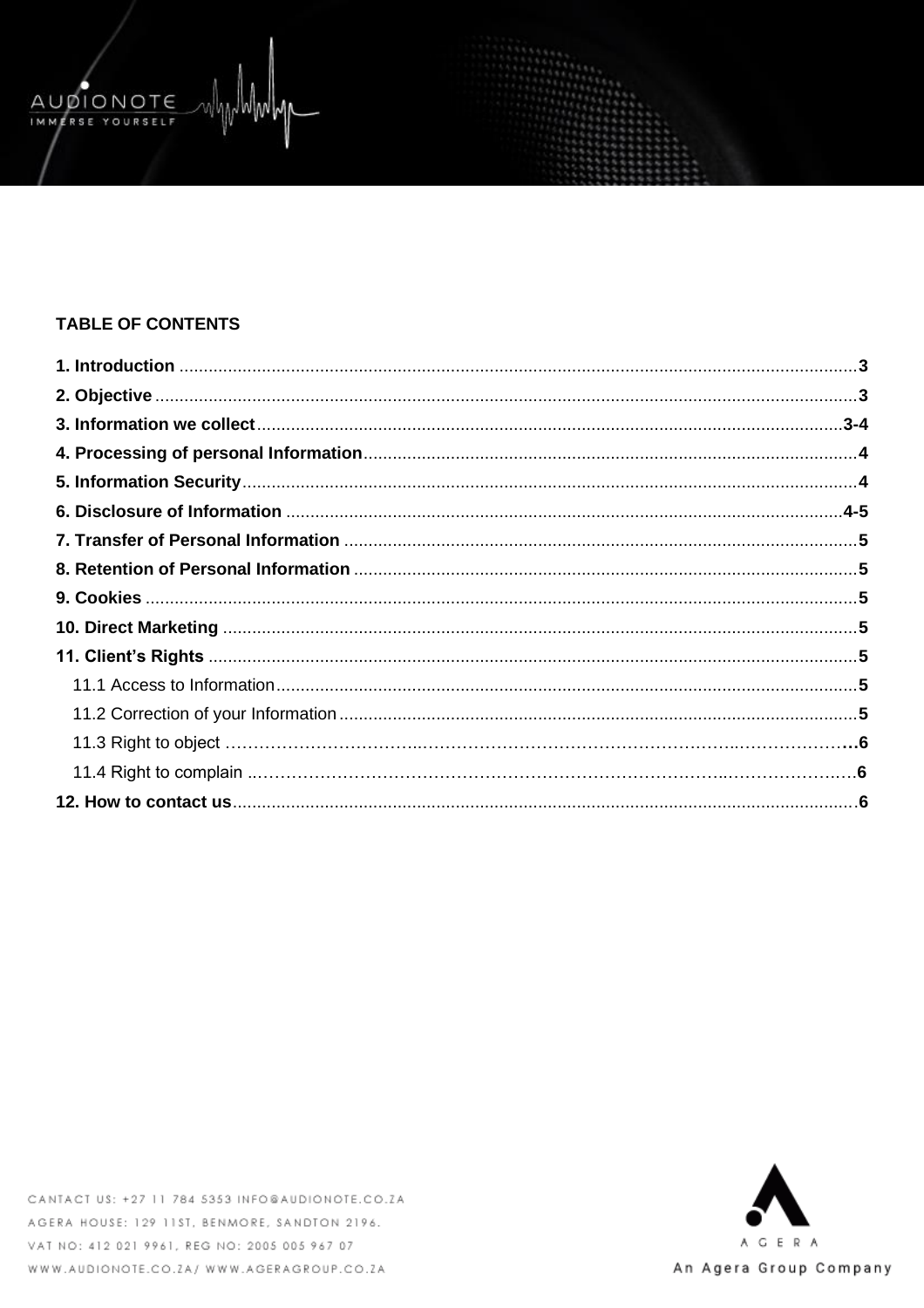**TABLE OF CONTENTS**

**1. Introduction** ..........................................................................................................................................3
**2. Objective** ................................................................................................................................................3
**3. Information we collect**.........................................................................................................................3-4
**4. Processing of personal Information**......................................................................................................4
**5. Information Security**..............................................................................................................................4
**6. Disclosure of Information** ...................................................................................................................4-5
**7. Transfer of Personal Information** ..........................................................................................................5
**8. Retention of Personal Information** ........................................................................................................5
**9. Cookies** ..................................................................................................................................................5
**10. Direct Marketing** ..................................................................................................................................5
**11. Client's Rights** .....................................................................................................................................5
  11.1 Access to Information........................................................................................................................5
  11.2 Correction of your Information...........................................................................................................5
  11.3 Right to object ...................................................................................................................................6
  11.4 Right to complain ..............................................................................................................................6
**12. How to contact us**................................................................................................................................6

CANTACT US: +27 11 784 5353 INFO@AUDIONOTE.CO.ZA
AGERA HOUSE: 129 11ST, BENMORE, SANDTON 2196.
VAT NO: 412 021 9961, REG NO: 2005 005 967 07
WWW.AUDIONOTE.CO.ZA/ WWW.AGERAGROUP.CO.ZA

An Agera Group Company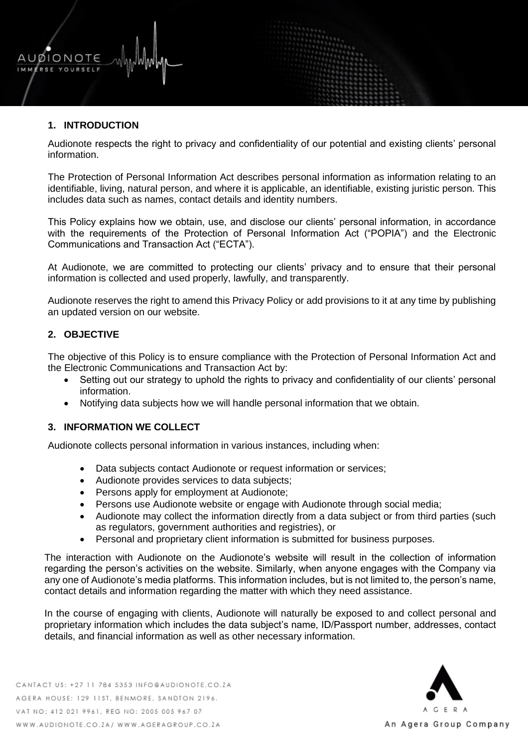## 1. INTRODUCTION

Audionote respects the right to privacy and confidentiality of our potential and existing clients' personal information.

The Protection of Personal Information Act describes personal information as information relating to an identifiable, living, natural person, and where it is applicable, an identifiable, existing juristic person. This includes data such as names, contact details and identity numbers.

This Policy explains how we obtain, use, and disclose our clients' personal information, in accordance with the requirements of the Protection of Personal Information Act ("POPIA") and the Electronic Communications and Transaction Act ("ECTA").

At Audionote, we are committed to protecting our clients' privacy and to ensure that their personal information is collected and used properly, lawfully, and transparently.

Audionote reserves the right to amend this Privacy Policy or add provisions to it at any time by publishing an updated version on our website.

## 2. OBJECTIVE

The objective of this Policy is to ensure compliance with the Protection of Personal Information Act and the Electronic Communications and Transaction Act by:

- Setting out our strategy to uphold the rights to privacy and confidentiality of our clients' personal information.
- Notifying data subjects how we will handle personal information that we obtain.

## 3. INFORMATION WE COLLECT

Audionote collects personal information in various instances, including when:

- Data subjects contact Audionote or request information or services;
- Audionote provides services to data subjects;
- Persons apply for employment at Audionote;
- Persons use Audionote website or engage with Audionote through social media;
- Audionote may collect the information directly from a data subject or from third parties (such as regulators, government authorities and registries), or
- Personal and proprietary client information is submitted for business purposes.

The interaction with Audionote on the Audionote's website will result in the collection of information regarding the person's activities on the website. Similarly, when anyone engages with the Company via any one of Audionote's media platforms. This information includes, but is not limited to, the person's name, contact details and information regarding the matter with which they need assistance.

In the course of engaging with clients, Audionote will naturally be exposed to and collect personal and proprietary information which includes the data subject's name, ID/Passport number, addresses, contact details, and financial information as well as other necessary information.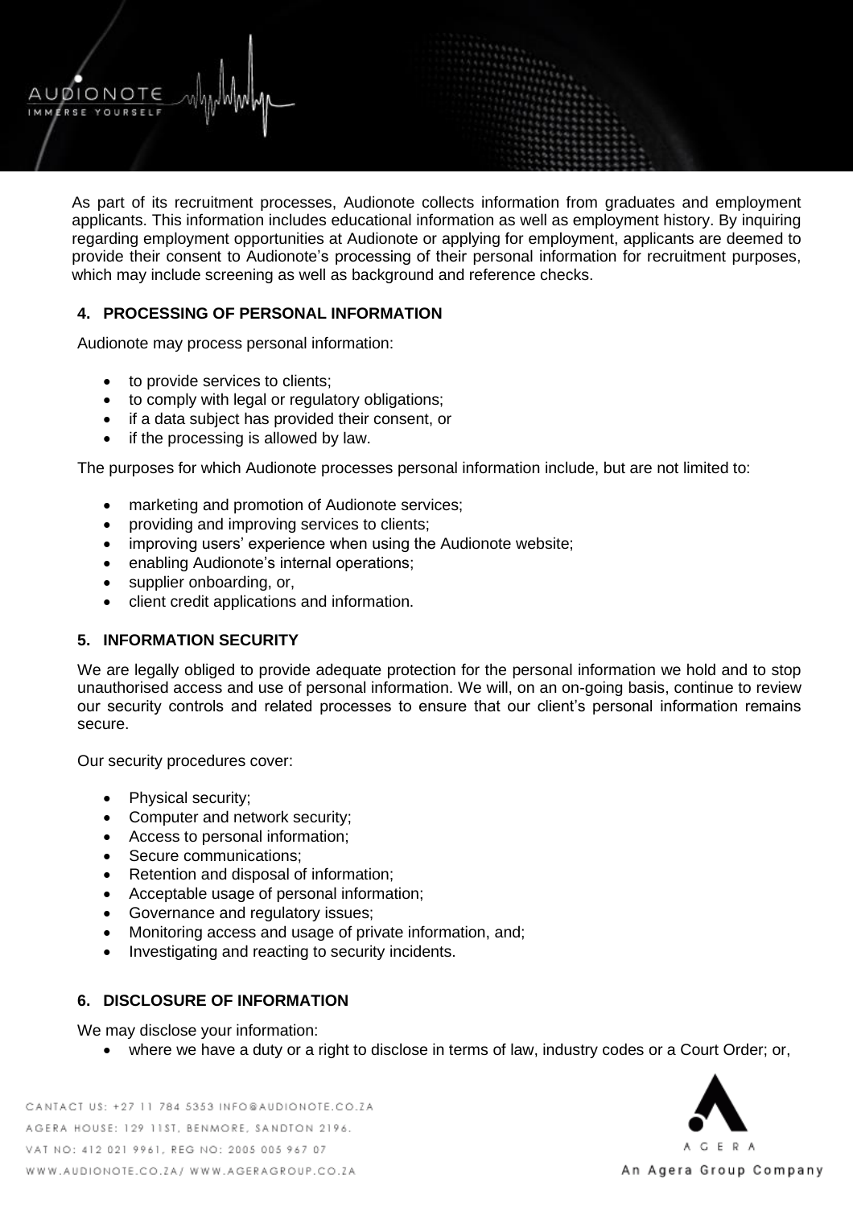As part of its recruitment processes, Audionote collects information from graduates and employment applicants. This information includes educational information as well as employment history. By inquiring regarding employment opportunities at Audionote or applying for employment, applicants are deemed to provide their consent to Audionote's processing of their personal information for recruitment purposes, which may include screening as well as background and reference checks.

## 4. PROCESSING OF PERSONAL INFORMATION

Audionote may process personal information:

- to provide services to clients;
- to comply with legal or regulatory obligations;
- if a data subject has provided their consent, or
- if the processing is allowed by law.

The purposes for which Audionote processes personal information include, but are not limited to:

- marketing and promotion of Audionote services;
- providing and improving services to clients;
- improving users' experience when using the Audionote website;
- enabling Audionote's internal operations;
- supplier onboarding, or,
- client credit applications and information.

## 5. INFORMATION SECURITY

We are legally obliged to provide adequate protection for the personal information we hold and to stop unauthorised access and use of personal information. We will, on an on-going basis, continue to review our security controls and related processes to ensure that our client's personal information remains secure.

Our security procedures cover:

- Physical security;
- Computer and network security;
- Access to personal information;
- Secure communications;
- Retention and disposal of information;
- Acceptable usage of personal information;
- Governance and regulatory issues;
- Monitoring access and usage of private information, and;
- Investigating and reacting to security incidents.

## 6. DISCLOSURE OF INFORMATION

We may disclose your information:

- where we have a duty or a right to disclose in terms of law, industry codes or a Court Order; or,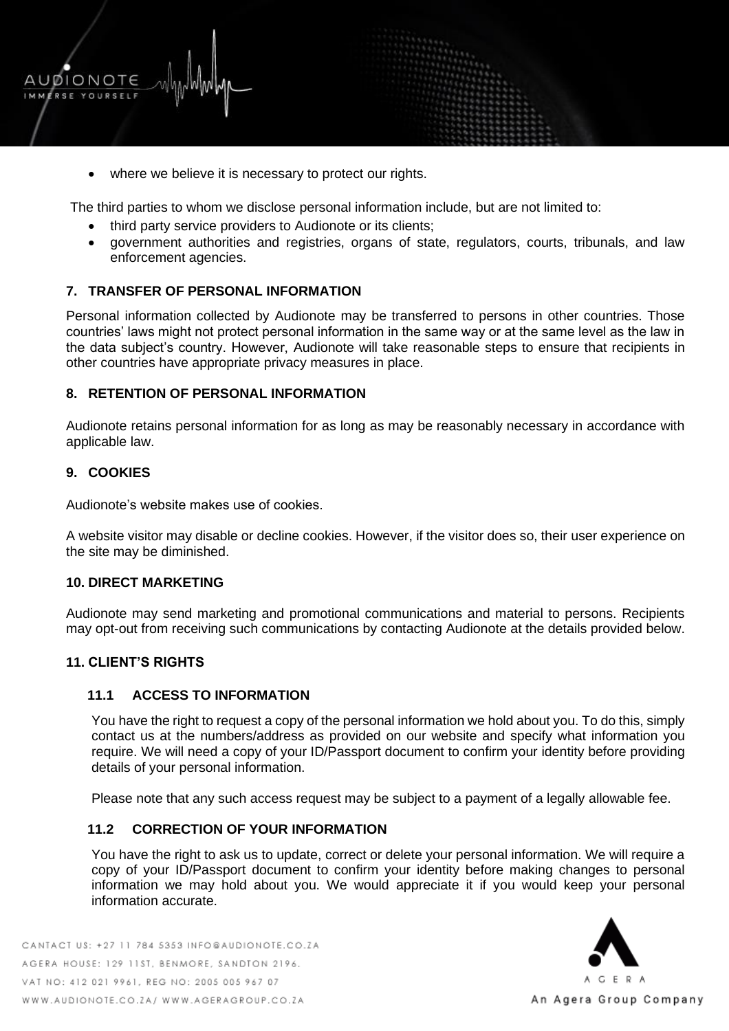- where we believe it is necessary to protect our rights.

The third parties to whom we disclose personal information include, but are not limited to:

- third party service providers to Audionote or its clients;
- government authorities and registries, organs of state, regulators, courts, tribunals, and law enforcement agencies.

## 7. TRANSFER OF PERSONAL INFORMATION

Personal information collected by Audionote may be transferred to persons in other countries. Those countries' laws might not protect personal information in the same way or at the same level as the law in the data subject's country. However, Audionote will take reasonable steps to ensure that recipients in other countries have appropriate privacy measures in place.

## 8. RETENTION OF PERSONAL INFORMATION

Audionote retains personal information for as long as may be reasonably necessary in accordance with applicable law.

## 9. COOKIES

Audionote's website makes use of cookies.

A website visitor may disable or decline cookies. However, if the visitor does so, their user experience on the site may be diminished.

## 10. DIRECT MARKETING

Audionote may send marketing and promotional communications and material to persons. Recipients may opt-out from receiving such communications by contacting Audionote at the details provided below.

## 11. CLIENT'S RIGHTS

### 11.1 ACCESS TO INFORMATION

You have the right to request a copy of the personal information we hold about you. To do this, simply contact us at the numbers/address as provided on our website and specify what information you require. We will need a copy of your ID/Passport document to confirm your identity before providing details of your personal information.

Please note that any such access request may be subject to a payment of a legally allowable fee.

### 11.2 CORRECTION OF YOUR INFORMATION

You have the right to ask us to update, correct or delete your personal information. We will require a copy of your ID/Passport document to confirm your identity before making changes to personal information we may hold about you. We would appreciate it if you would keep your personal information accurate.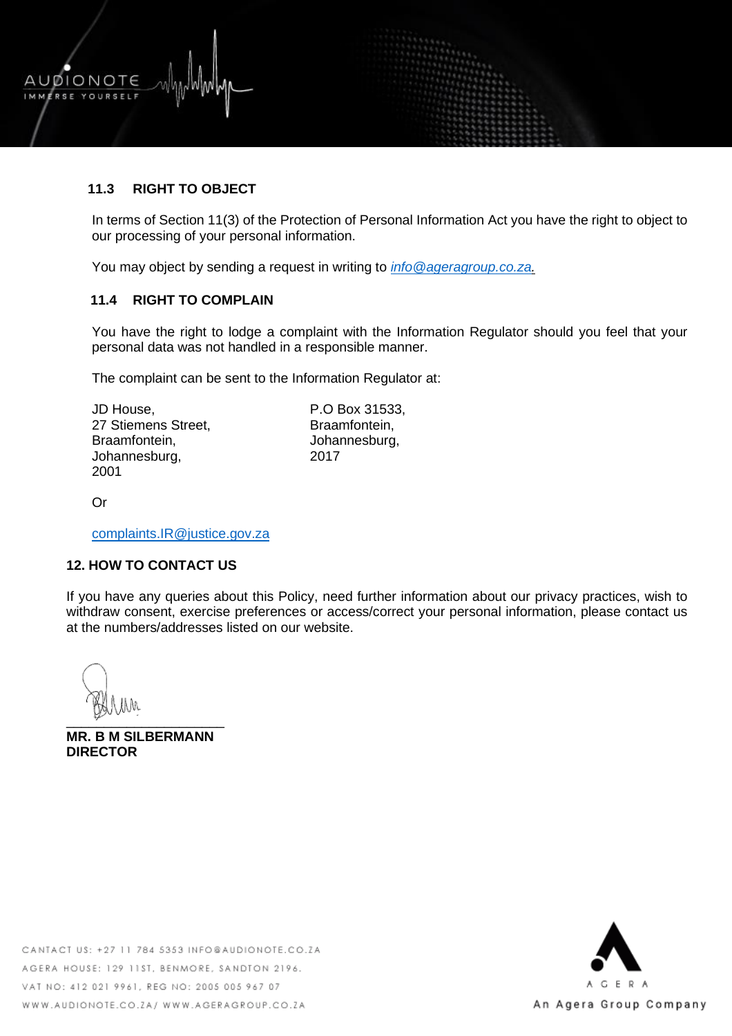### 11.3 RIGHT TO OBJECT

In terms of Section 11(3) of the Protection of Personal Information Act you have the right to object to our processing of your personal information.

You may object by sending a request in writing to *info@ageragroup.co.za.*

### 11.4 RIGHT TO COMPLAIN

You have the right to lodge a complaint with the Information Regulator should you feel that your personal data was not handled in a responsible manner.

The complaint can be sent to the Information Regulator at:

JD House,
27 Stiemens Street,
Braamfontein,
Johannesburg,
2001

P.O Box 31533,
Braamfontein,
Johannesburg,
2017

Or

complaints.IR@justice.gov.za

## 12. HOW TO CONTACT US

If you have any queries about this Policy, need further information about our privacy practices, wish to withdraw consent, exercise preferences or access/correct your personal information, please contact us at the numbers/addresses listed on our website.

**MR. B M SILBERMANN**
**DIRECTOR**